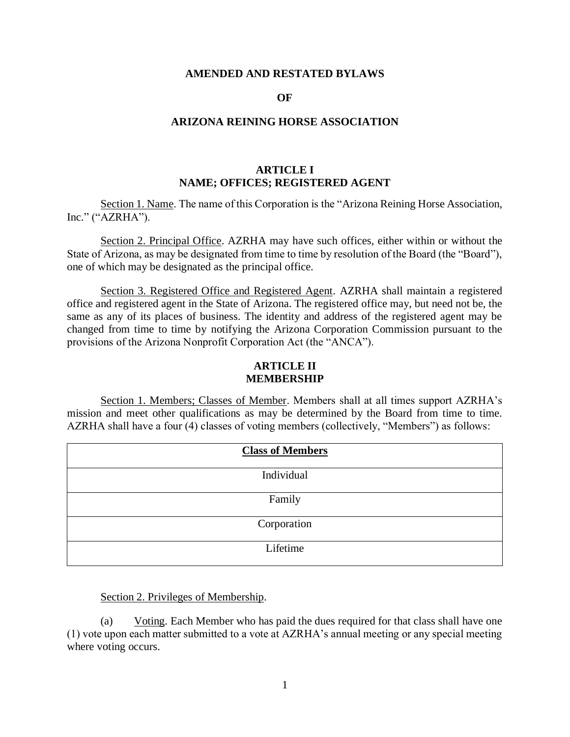# AMENDED AND RESTATED BYLAWS

# OF

# ARIZONA REINING HORSE ASSOCIATION

## ARTICLE I
## NAME; OFFICES; REGISTERED AGENT

Section 1. Name. The name of this Corporation is the "Arizona Reining Horse Association, Inc." ("AZRHA").

Section 2. Principal Office. AZRHA may have such offices, either within or without the State of Arizona, as may be designated from time to time by resolution of the Board (the "Board"), one of which may be designated as the principal office.

Section 3. Registered Office and Registered Agent. AZRHA shall maintain a registered office and registered agent in the State of Arizona. The registered office may, but need not be, the same as any of its places of business. The identity and address of the registered agent may be changed from time to time by notifying the Arizona Corporation Commission pursuant to the provisions of the Arizona Nonprofit Corporation Act (the "ANCA").

## ARTICLE II
## MEMBERSHIP

Section 1. Members; Classes of Member. Members shall at all times support AZRHA's mission and meet other qualifications as may be determined by the Board from time to time. AZRHA shall have a four (4) classes of voting members (collectively, "Members") as follows:

| Class of Members |
| --- |
| Individual |
| Family |
| Corporation |
| Lifetime |

Section 2. Privileges of Membership.

(a) Voting. Each Member who has paid the dues required for that class shall have one (1) vote upon each matter submitted to a vote at AZRHA's annual meeting or any special meeting where voting occurs.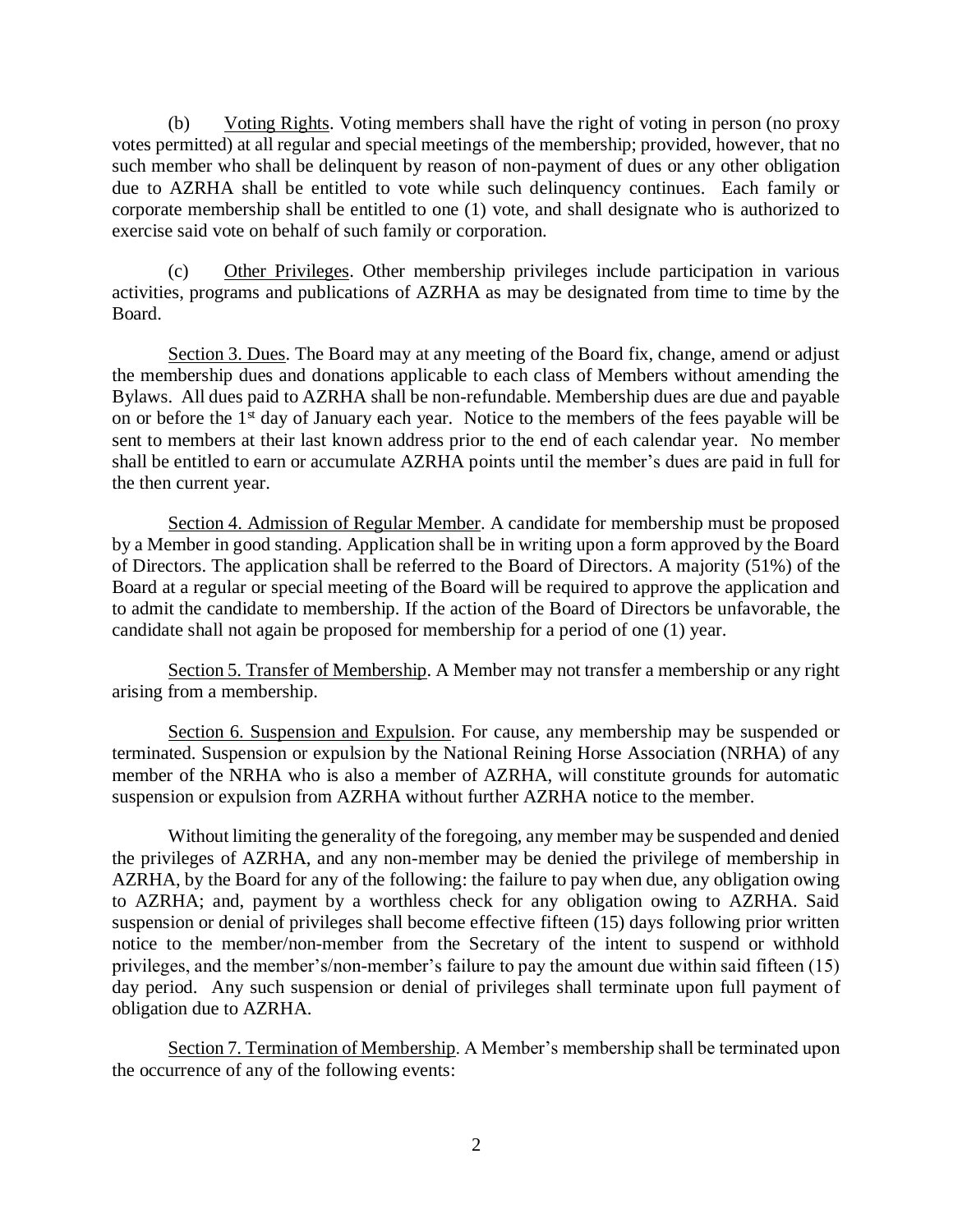(b) Voting Rights. Voting members shall have the right of voting in person (no proxy votes permitted) at all regular and special meetings of the membership; provided, however, that no such member who shall be delinquent by reason of non-payment of dues or any other obligation due to AZRHA shall be entitled to vote while such delinquency continues. Each family or corporate membership shall be entitled to one (1) vote, and shall designate who is authorized to exercise said vote on behalf of such family or corporation.

(c) Other Privileges. Other membership privileges include participation in various activities, programs and publications of AZRHA as may be designated from time to time by the Board.

Section 3. Dues. The Board may at any meeting of the Board fix, change, amend or adjust the membership dues and donations applicable to each class of Members without amending the Bylaws. All dues paid to AZRHA shall be non-refundable. Membership dues are due and payable on or before the 1st day of January each year. Notice to the members of the fees payable will be sent to members at their last known address prior to the end of each calendar year. No member shall be entitled to earn or accumulate AZRHA points until the member's dues are paid in full for the then current year.

Section 4. Admission of Regular Member. A candidate for membership must be proposed by a Member in good standing. Application shall be in writing upon a form approved by the Board of Directors. The application shall be referred to the Board of Directors. A majority (51%) of the Board at a regular or special meeting of the Board will be required to approve the application and to admit the candidate to membership. If the action of the Board of Directors be unfavorable, the candidate shall not again be proposed for membership for a period of one (1) year.

Section 5. Transfer of Membership. A Member may not transfer a membership or any right arising from a membership.

Section 6. Suspension and Expulsion. For cause, any membership may be suspended or terminated. Suspension or expulsion by the National Reining Horse Association (NRHA) of any member of the NRHA who is also a member of AZRHA, will constitute grounds for automatic suspension or expulsion from AZRHA without further AZRHA notice to the member.

Without limiting the generality of the foregoing, any member may be suspended and denied the privileges of AZRHA, and any non-member may be denied the privilege of membership in AZRHA, by the Board for any of the following: the failure to pay when due, any obligation owing to AZRHA; and, payment by a worthless check for any obligation owing to AZRHA. Said suspension or denial of privileges shall become effective fifteen (15) days following prior written notice to the member/non-member from the Secretary of the intent to suspend or withhold privileges, and the member's/non-member's failure to pay the amount due within said fifteen (15) day period. Any such suspension or denial of privileges shall terminate upon full payment of obligation due to AZRHA.

Section 7. Termination of Membership. A Member's membership shall be terminated upon the occurrence of any of the following events: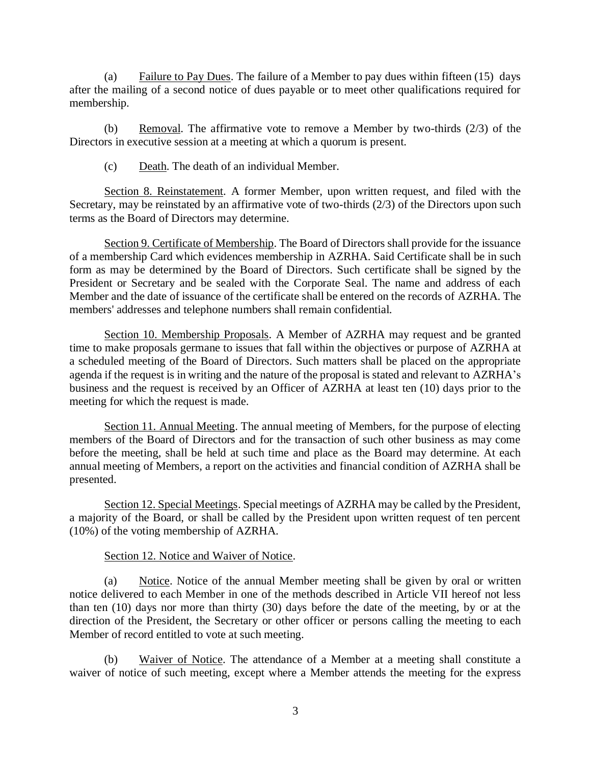(a) Failure to Pay Dues. The failure of a Member to pay dues within fifteen (15) days after the mailing of a second notice of dues payable or to meet other qualifications required for membership.

(b) Removal. The affirmative vote to remove a Member by two-thirds (2/3) of the Directors in executive session at a meeting at which a quorum is present.

(c) Death. The death of an individual Member.

Section 8. Reinstatement. A former Member, upon written request, and filed with the Secretary, may be reinstated by an affirmative vote of two-thirds (2/3) of the Directors upon such terms as the Board of Directors may determine.

Section 9. Certificate of Membership. The Board of Directors shall provide for the issuance of a membership Card which evidences membership in AZRHA. Said Certificate shall be in such form as may be determined by the Board of Directors. Such certificate shall be signed by the President or Secretary and be sealed with the Corporate Seal. The name and address of each Member and the date of issuance of the certificate shall be entered on the records of AZRHA. The members' addresses and telephone numbers shall remain confidential.

Section 10. Membership Proposals. A Member of AZRHA may request and be granted time to make proposals germane to issues that fall within the objectives or purpose of AZRHA at a scheduled meeting of the Board of Directors. Such matters shall be placed on the appropriate agenda if the request is in writing and the nature of the proposal is stated and relevant to AZRHA's business and the request is received by an Officer of AZRHA at least ten (10) days prior to the meeting for which the request is made.

Section 11. Annual Meeting. The annual meeting of Members, for the purpose of electing members of the Board of Directors and for the transaction of such other business as may come before the meeting, shall be held at such time and place as the Board may determine. At each annual meeting of Members, a report on the activities and financial condition of AZRHA shall be presented.

Section 12. Special Meetings. Special meetings of AZRHA may be called by the President, a majority of the Board, or shall be called by the President upon written request of ten percent (10%) of the voting membership of AZRHA.

Section 12. Notice and Waiver of Notice.

(a) Notice. Notice of the annual Member meeting shall be given by oral or written notice delivered to each Member in one of the methods described in Article VII hereof not less than ten (10) days nor more than thirty (30) days before the date of the meeting, by or at the direction of the President, the Secretary or other officer or persons calling the meeting to each Member of record entitled to vote at such meeting.

(b) Waiver of Notice. The attendance of a Member at a meeting shall constitute a waiver of notice of such meeting, except where a Member attends the meeting for the express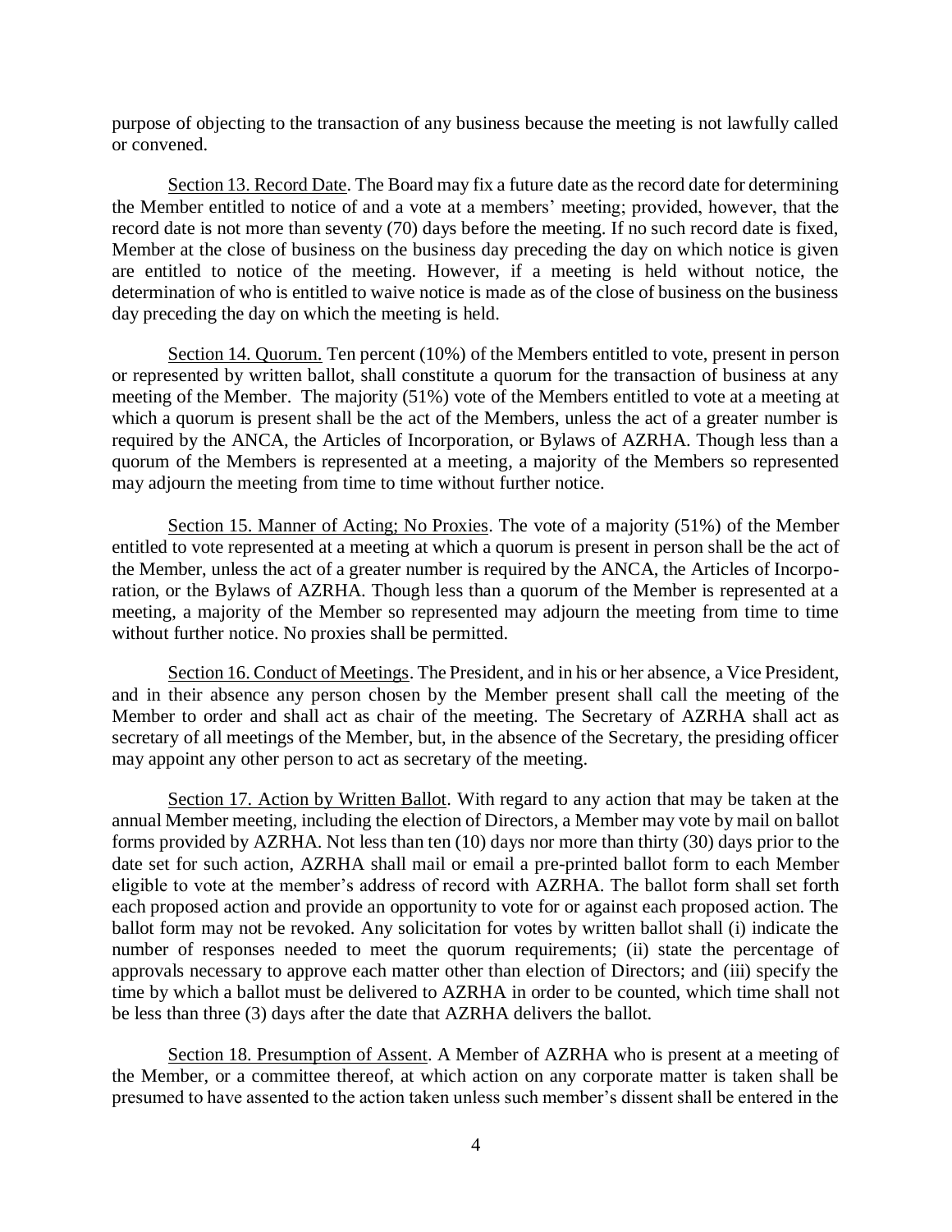purpose of objecting to the transaction of any business because the meeting is not lawfully called or convened.

Section 13. Record Date. The Board may fix a future date as the record date for determining the Member entitled to notice of and a vote at a members' meeting; provided, however, that the record date is not more than seventy (70) days before the meeting. If no such record date is fixed, Member at the close of business on the business day preceding the day on which notice is given are entitled to notice of the meeting. However, if a meeting is held without notice, the determination of who is entitled to waive notice is made as of the close of business on the business day preceding the day on which the meeting is held.

Section 14. Quorum. Ten percent (10%) of the Members entitled to vote, present in person or represented by written ballot, shall constitute a quorum for the transaction of business at any meeting of the Member. The majority (51%) vote of the Members entitled to vote at a meeting at which a quorum is present shall be the act of the Members, unless the act of a greater number is required by the ANCA, the Articles of Incorporation, or Bylaws of AZRHA. Though less than a quorum of the Members is represented at a meeting, a majority of the Members so represented may adjourn the meeting from time to time without further notice.

Section 15. Manner of Acting; No Proxies. The vote of a majority (51%) of the Member entitled to vote represented at a meeting at which a quorum is present in person shall be the act of the Member, unless the act of a greater number is required by the ANCA, the Articles of Incorporation, or the Bylaws of AZRHA. Though less than a quorum of the Member is represented at a meeting, a majority of the Member so represented may adjourn the meeting from time to time without further notice. No proxies shall be permitted.

Section 16. Conduct of Meetings. The President, and in his or her absence, a Vice President, and in their absence any person chosen by the Member present shall call the meeting of the Member to order and shall act as chair of the meeting. The Secretary of AZRHA shall act as secretary of all meetings of the Member, but, in the absence of the Secretary, the presiding officer may appoint any other person to act as secretary of the meeting.

Section 17. Action by Written Ballot. With regard to any action that may be taken at the annual Member meeting, including the election of Directors, a Member may vote by mail on ballot forms provided by AZRHA. Not less than ten (10) days nor more than thirty (30) days prior to the date set for such action, AZRHA shall mail or email a pre-printed ballot form to each Member eligible to vote at the member's address of record with AZRHA. The ballot form shall set forth each proposed action and provide an opportunity to vote for or against each proposed action. The ballot form may not be revoked. Any solicitation for votes by written ballot shall (i) indicate the number of responses needed to meet the quorum requirements; (ii) state the percentage of approvals necessary to approve each matter other than election of Directors; and (iii) specify the time by which a ballot must be delivered to AZRHA in order to be counted, which time shall not be less than three (3) days after the date that AZRHA delivers the ballot.

Section 18. Presumption of Assent. A Member of AZRHA who is present at a meeting of the Member, or a committee thereof, at which action on any corporate matter is taken shall be presumed to have assented to the action taken unless such member's dissent shall be entered in the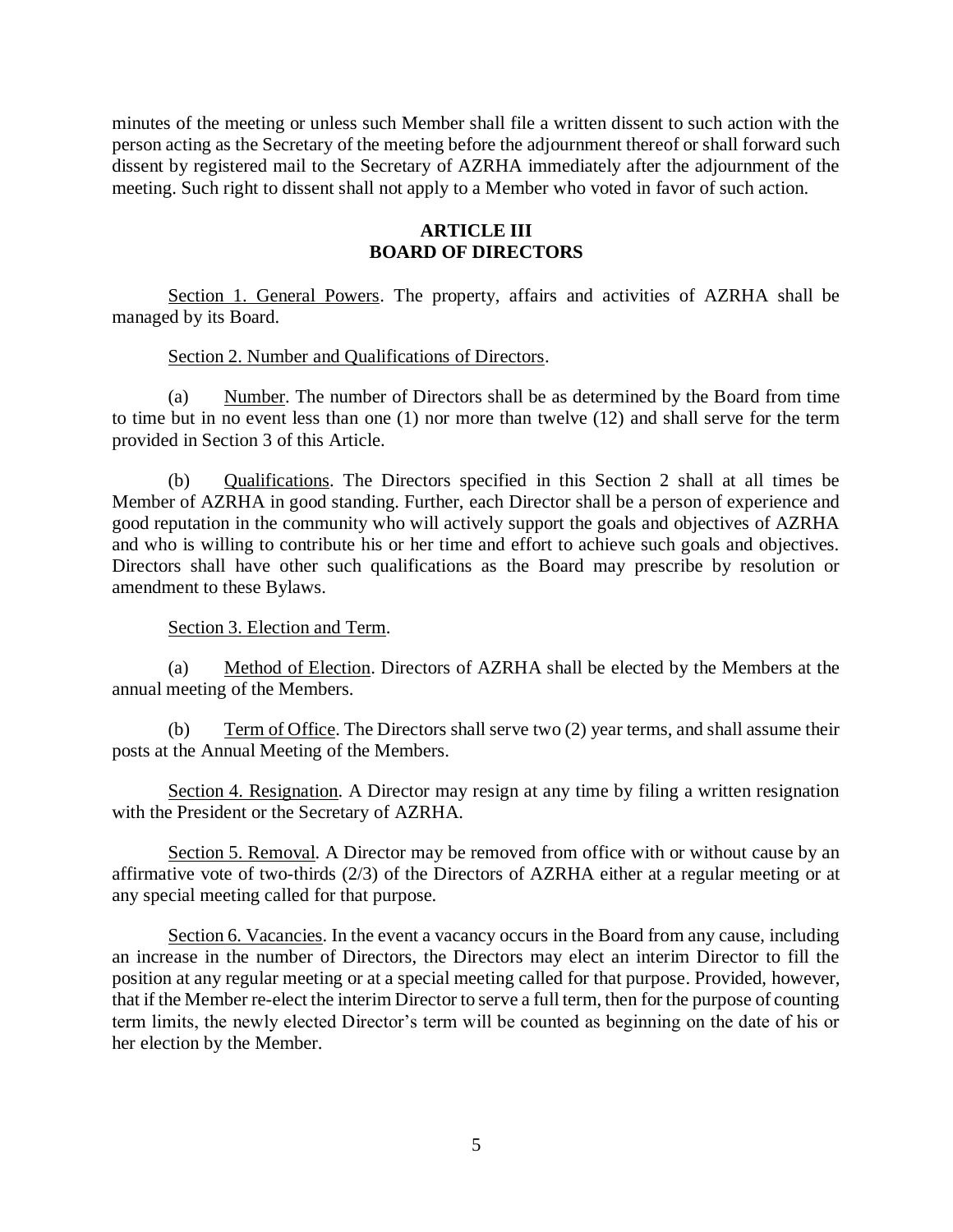minutes of the meeting or unless such Member shall file a written dissent to such action with the person acting as the Secretary of the meeting before the adjournment thereof or shall forward such dissent by registered mail to the Secretary of AZRHA immediately after the adjournment of the meeting. Such right to dissent shall not apply to a Member who voted in favor of such action.

## ARTICLE III
## BOARD OF DIRECTORS

Section 1. General Powers. The property, affairs and activities of AZRHA shall be managed by its Board.

Section 2. Number and Qualifications of Directors.

(a) Number. The number of Directors shall be as determined by the Board from time to time but in no event less than one (1) nor more than twelve (12) and shall serve for the term provided in Section 3 of this Article.

(b) Qualifications. The Directors specified in this Section 2 shall at all times be Member of AZRHA in good standing. Further, each Director shall be a person of experience and good reputation in the community who will actively support the goals and objectives of AZRHA and who is willing to contribute his or her time and effort to achieve such goals and objectives. Directors shall have other such qualifications as the Board may prescribe by resolution or amendment to these Bylaws.

Section 3. Election and Term.

(a) Method of Election. Directors of AZRHA shall be elected by the Members at the annual meeting of the Members.

(b) Term of Office. The Directors shall serve two (2) year terms, and shall assume their posts at the Annual Meeting of the Members.

Section 4. Resignation. A Director may resign at any time by filing a written resignation with the President or the Secretary of AZRHA.

Section 5. Removal. A Director may be removed from office with or without cause by an affirmative vote of two-thirds (2/3) of the Directors of AZRHA either at a regular meeting or at any special meeting called for that purpose.

Section 6. Vacancies. In the event a vacancy occurs in the Board from any cause, including an increase in the number of Directors, the Directors may elect an interim Director to fill the position at any regular meeting or at a special meeting called for that purpose. Provided, however, that if the Member re-elect the interim Director to serve a full term, then for the purpose of counting term limits, the newly elected Director's term will be counted as beginning on the date of his or her election by the Member.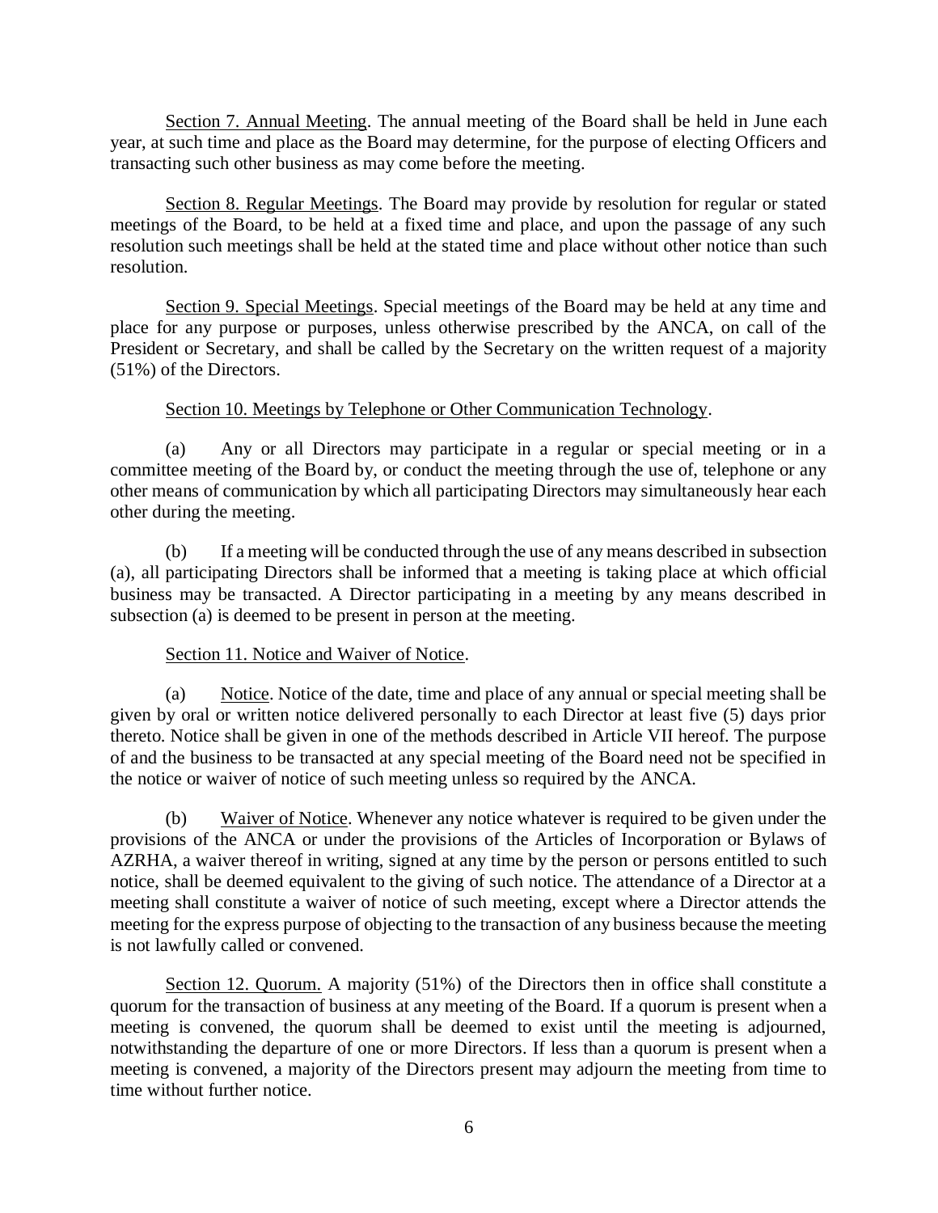<u>Section 7. Annual Meeting</u>. The annual meeting of the Board shall be held in June each year, at such time and place as the Board may determine, for the purpose of electing Officers and transacting such other business as may come before the meeting.

<u>Section 8. Regular Meetings</u>. The Board may provide by resolution for regular or stated meetings of the Board, to be held at a fixed time and place, and upon the passage of any such resolution such meetings shall be held at the stated time and place without other notice than such resolution.

<u>Section 9. Special Meetings</u>. Special meetings of the Board may be held at any time and place for any purpose or purposes, unless otherwise prescribed by the ANCA, on call of the President or Secretary, and shall be called by the Secretary on the written request of a majority (51%) of the Directors.

<u>Section 10. Meetings by Telephone or Other Communication Technology</u>.

(a) Any or all Directors may participate in a regular or special meeting or in a committee meeting of the Board by, or conduct the meeting through the use of, telephone or any other means of communication by which all participating Directors may simultaneously hear each other during the meeting.

(b) If a meeting will be conducted through the use of any means described in subsection (a), all participating Directors shall be informed that a meeting is taking place at which official business may be transacted. A Director participating in a meeting by any means described in subsection (a) is deemed to be present in person at the meeting.

<u>Section 11. Notice and Waiver of Notice</u>.

(a) <u>Notice</u>. Notice of the date, time and place of any annual or special meeting shall be given by oral or written notice delivered personally to each Director at least five (5) days prior thereto. Notice shall be given in one of the methods described in Article VII hereof. The purpose of and the business to be transacted at any special meeting of the Board need not be specified in the notice or waiver of notice of such meeting unless so required by the ANCA.

(b) <u>Waiver of Notice</u>. Whenever any notice whatever is required to be given under the provisions of the ANCA or under the provisions of the Articles of Incorporation or Bylaws of AZRHA, a waiver thereof in writing, signed at any time by the person or persons entitled to such notice, shall be deemed equivalent to the giving of such notice. The attendance of a Director at a meeting shall constitute a waiver of notice of such meeting, except where a Director attends the meeting for the express purpose of objecting to the transaction of any business because the meeting is not lawfully called or convened.

<u>Section 12. Quorum.</u> A majority (51%) of the Directors then in office shall constitute a quorum for the transaction of business at any meeting of the Board. If a quorum is present when a meeting is convened, the quorum shall be deemed to exist until the meeting is adjourned, notwithstanding the departure of one or more Directors. If less than a quorum is present when a meeting is convened, a majority of the Directors present may adjourn the meeting from time to time without further notice.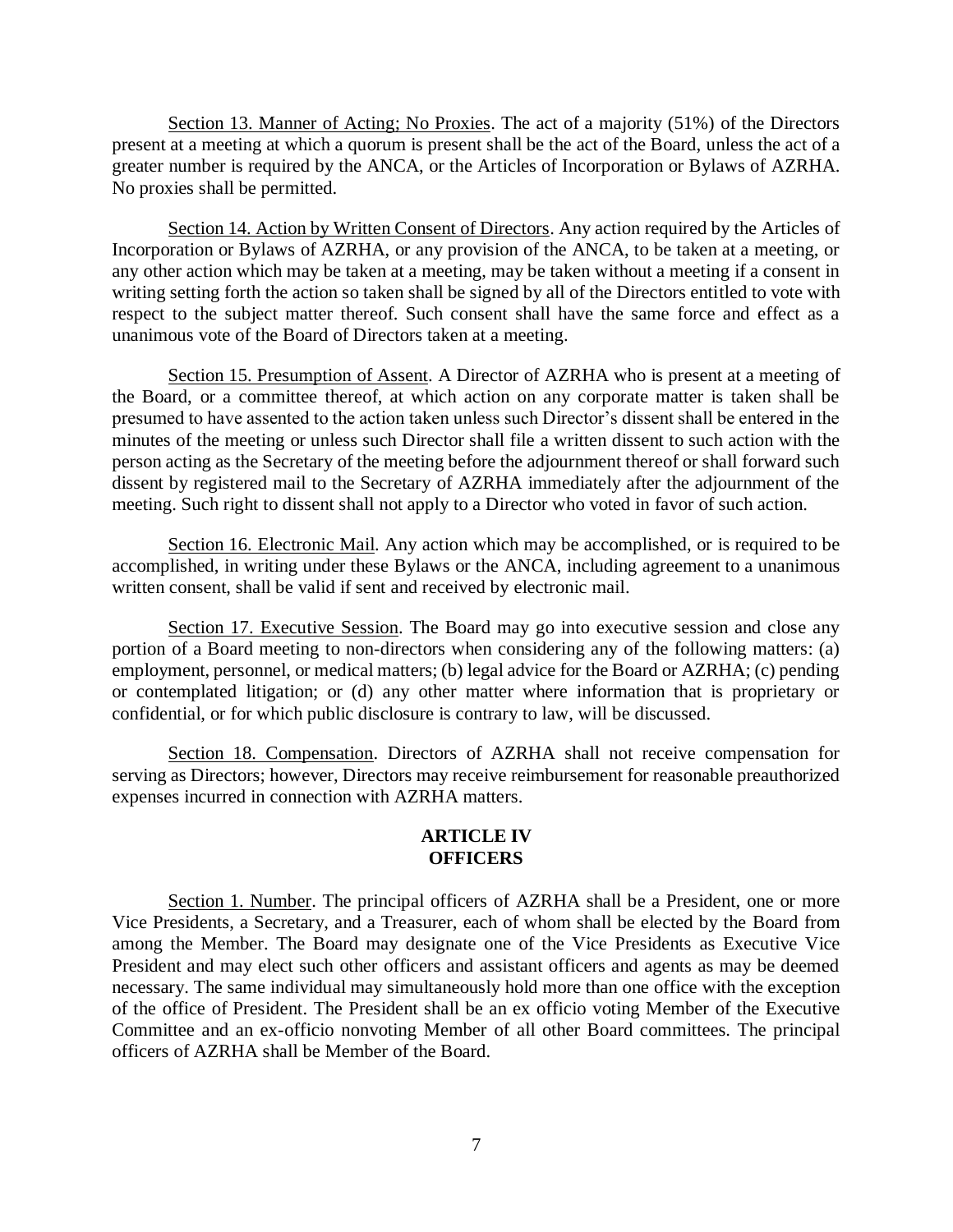Section 13. Manner of Acting; No Proxies. The act of a majority (51%) of the Directors present at a meeting at which a quorum is present shall be the act of the Board, unless the act of a greater number is required by the ANCA, or the Articles of Incorporation or Bylaws of AZRHA. No proxies shall be permitted.

Section 14. Action by Written Consent of Directors. Any action required by the Articles of Incorporation or Bylaws of AZRHA, or any provision of the ANCA, to be taken at a meeting, or any other action which may be taken at a meeting, may be taken without a meeting if a consent in writing setting forth the action so taken shall be signed by all of the Directors entitled to vote with respect to the subject matter thereof. Such consent shall have the same force and effect as a unanimous vote of the Board of Directors taken at a meeting.

Section 15. Presumption of Assent. A Director of AZRHA who is present at a meeting of the Board, or a committee thereof, at which action on any corporate matter is taken shall be presumed to have assented to the action taken unless such Director's dissent shall be entered in the minutes of the meeting or unless such Director shall file a written dissent to such action with the person acting as the Secretary of the meeting before the adjournment thereof or shall forward such dissent by registered mail to the Secretary of AZRHA immediately after the adjournment of the meeting. Such right to dissent shall not apply to a Director who voted in favor of such action.

Section 16. Electronic Mail. Any action which may be accomplished, or is required to be accomplished, in writing under these Bylaws or the ANCA, including agreement to a unanimous written consent, shall be valid if sent and received by electronic mail.

Section 17. Executive Session. The Board may go into executive session and close any portion of a Board meeting to non-directors when considering any of the following matters: (a) employment, personnel, or medical matters; (b) legal advice for the Board or AZRHA; (c) pending or contemplated litigation; or (d) any other matter where information that is proprietary or confidential, or for which public disclosure is contrary to law, will be discussed.

Section 18. Compensation. Directors of AZRHA shall not receive compensation for serving as Directors; however, Directors may receive reimbursement for reasonable preauthorized expenses incurred in connection with AZRHA matters.

## ARTICLE IV
## OFFICERS

Section 1. Number. The principal officers of AZRHA shall be a President, one or more Vice Presidents, a Secretary, and a Treasurer, each of whom shall be elected by the Board from among the Member. The Board may designate one of the Vice Presidents as Executive Vice President and may elect such other officers and assistant officers and agents as may be deemed necessary. The same individual may simultaneously hold more than one office with the exception of the office of President. The President shall be an ex officio voting Member of the Executive Committee and an ex-officio nonvoting Member of all other Board committees. The principal officers of AZRHA shall be Member of the Board.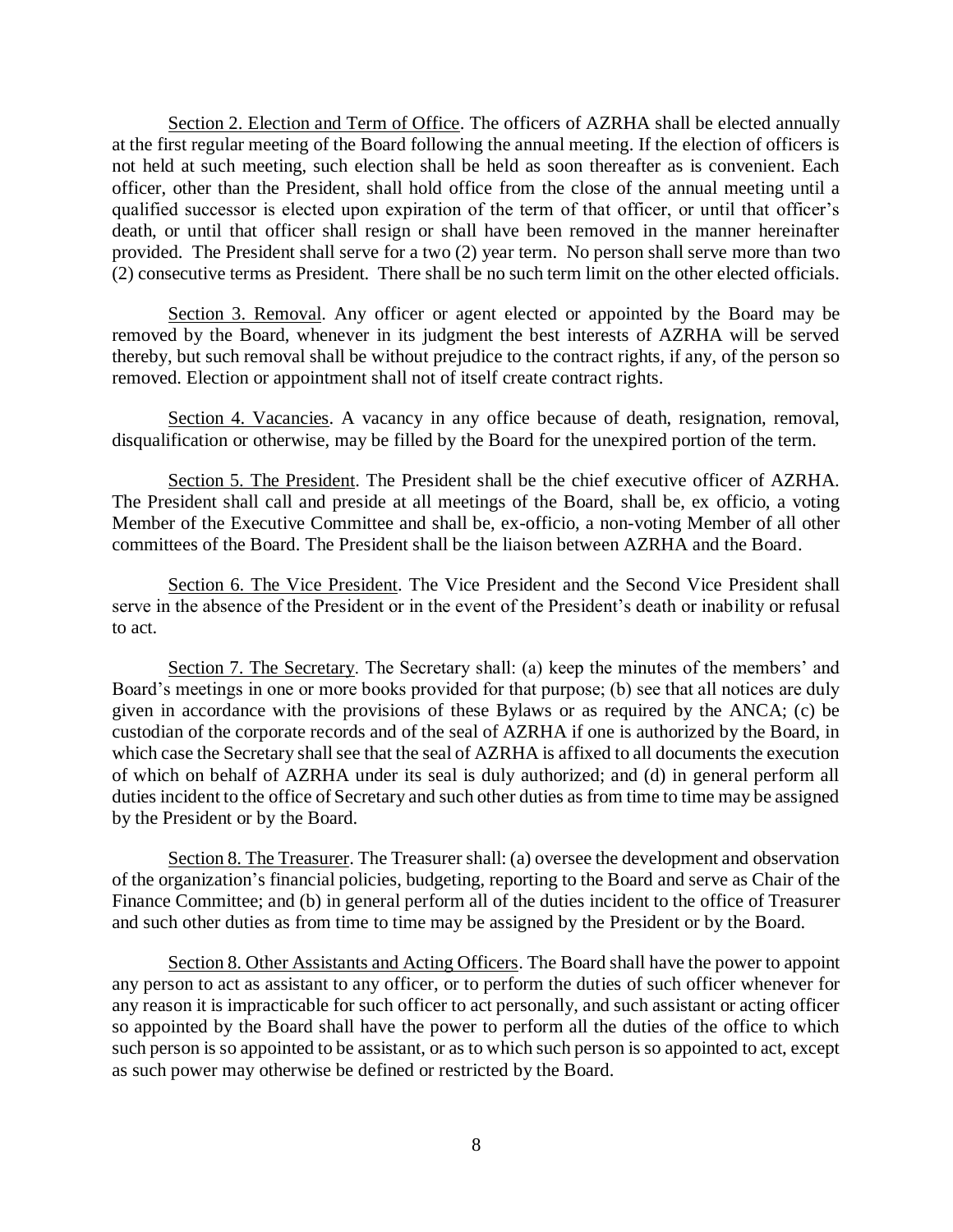Section 2. Election and Term of Office. The officers of AZRHA shall be elected annually at the first regular meeting of the Board following the annual meeting. If the election of officers is not held at such meeting, such election shall be held as soon thereafter as is convenient. Each officer, other than the President, shall hold office from the close of the annual meeting until a qualified successor is elected upon expiration of the term of that officer, or until that officer's death, or until that officer shall resign or shall have been removed in the manner hereinafter provided. The President shall serve for a two (2) year term. No person shall serve more than two (2) consecutive terms as President. There shall be no such term limit on the other elected officials.

Section 3. Removal. Any officer or agent elected or appointed by the Board may be removed by the Board, whenever in its judgment the best interests of AZRHA will be served thereby, but such removal shall be without prejudice to the contract rights, if any, of the person so removed. Election or appointment shall not of itself create contract rights.

Section 4. Vacancies. A vacancy in any office because of death, resignation, removal, disqualification or otherwise, may be filled by the Board for the unexpired portion of the term.

Section 5. The President. The President shall be the chief executive officer of AZRHA. The President shall call and preside at all meetings of the Board, shall be, ex officio, a voting Member of the Executive Committee and shall be, ex-officio, a non-voting Member of all other committees of the Board. The President shall be the liaison between AZRHA and the Board.

Section 6. The Vice President. The Vice President and the Second Vice President shall serve in the absence of the President or in the event of the President's death or inability or refusal to act.

Section 7. The Secretary. The Secretary shall: (a) keep the minutes of the members' and Board's meetings in one or more books provided for that purpose; (b) see that all notices are duly given in accordance with the provisions of these Bylaws or as required by the ANCA; (c) be custodian of the corporate records and of the seal of AZRHA if one is authorized by the Board, in which case the Secretary shall see that the seal of AZRHA is affixed to all documents the execution of which on behalf of AZRHA under its seal is duly authorized; and (d) in general perform all duties incident to the office of Secretary and such other duties as from time to time may be assigned by the President or by the Board.

Section 8. The Treasurer. The Treasurer shall: (a) oversee the development and observation of the organization's financial policies, budgeting, reporting to the Board and serve as Chair of the Finance Committee; and (b) in general perform all of the duties incident to the office of Treasurer and such other duties as from time to time may be assigned by the President or by the Board.

Section 8. Other Assistants and Acting Officers. The Board shall have the power to appoint any person to act as assistant to any officer, or to perform the duties of such officer whenever for any reason it is impracticable for such officer to act personally, and such assistant or acting officer so appointed by the Board shall have the power to perform all the duties of the office to which such person is so appointed to be assistant, or as to which such person is so appointed to act, except as such power may otherwise be defined or restricted by the Board.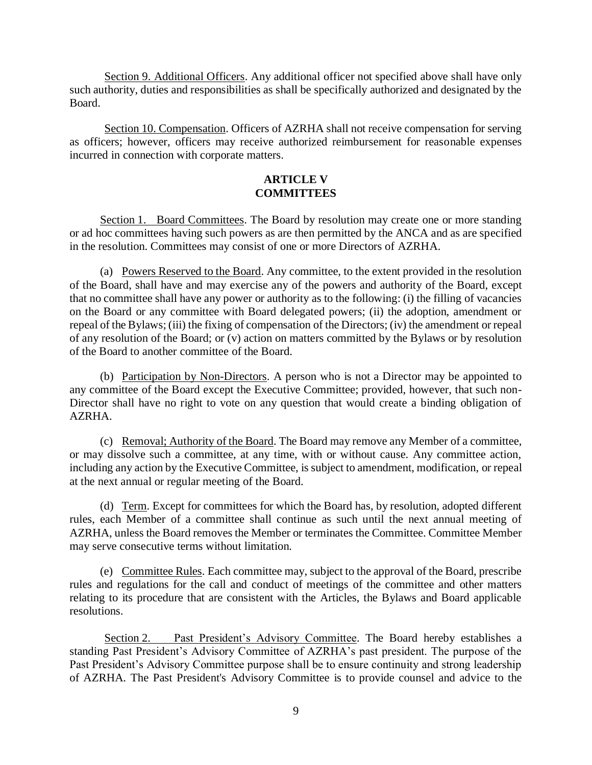Section 9. Additional Officers. Any additional officer not specified above shall have only such authority, duties and responsibilities as shall be specifically authorized and designated by the Board.

Section 10. Compensation. Officers of AZRHA shall not receive compensation for serving as officers; however, officers may receive authorized reimbursement for reasonable expenses incurred in connection with corporate matters.

## ARTICLE V
## COMMITTEES

Section 1. Board Committees. The Board by resolution may create one or more standing or ad hoc committees having such powers as are then permitted by the ANCA and as are specified in the resolution. Committees may consist of one or more Directors of AZRHA.

(a) Powers Reserved to the Board. Any committee, to the extent provided in the resolution of the Board, shall have and may exercise any of the powers and authority of the Board, except that no committee shall have any power or authority as to the following: (i) the filling of vacancies on the Board or any committee with Board delegated powers; (ii) the adoption, amendment or repeal of the Bylaws; (iii) the fixing of compensation of the Directors; (iv) the amendment or repeal of any resolution of the Board; or (v) action on matters committed by the Bylaws or by resolution of the Board to another committee of the Board.

(b) Participation by Non-Directors. A person who is not a Director may be appointed to any committee of the Board except the Executive Committee; provided, however, that such non-Director shall have no right to vote on any question that would create a binding obligation of AZRHA.

(c) Removal; Authority of the Board. The Board may remove any Member of a committee, or may dissolve such a committee, at any time, with or without cause. Any committee action, including any action by the Executive Committee, is subject to amendment, modification, or repeal at the next annual or regular meeting of the Board.

(d) Term. Except for committees for which the Board has, by resolution, adopted different rules, each Member of a committee shall continue as such until the next annual meeting of AZRHA, unless the Board removes the Member or terminates the Committee. Committee Member may serve consecutive terms without limitation.

(e) Committee Rules. Each committee may, subject to the approval of the Board, prescribe rules and regulations for the call and conduct of meetings of the committee and other matters relating to its procedure that are consistent with the Articles, the Bylaws and Board applicable resolutions.

Section 2. Past President's Advisory Committee. The Board hereby establishes a standing Past President's Advisory Committee of AZRHA's past president. The purpose of the Past President's Advisory Committee purpose shall be to ensure continuity and strong leadership of AZRHA. The Past President's Advisory Committee is to provide counsel and advice to the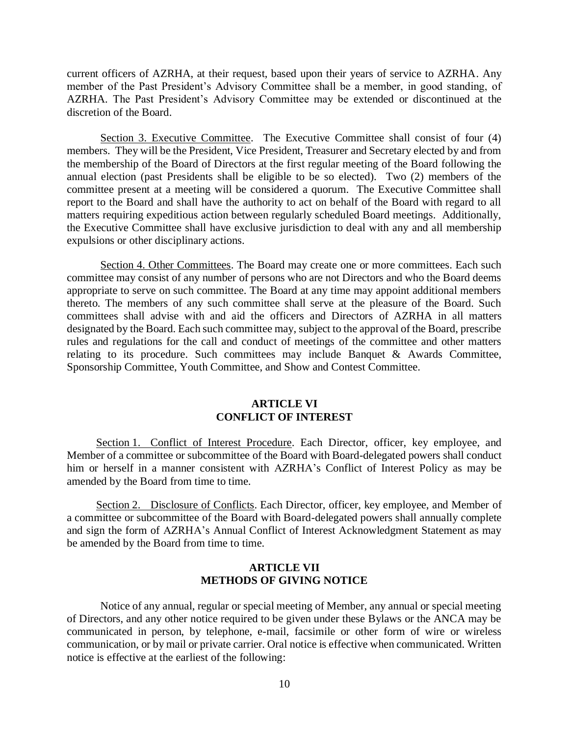current officers of AZRHA, at their request, based upon their years of service to AZRHA. Any member of the Past President's Advisory Committee shall be a member, in good standing, of AZRHA. The Past President's Advisory Committee may be extended or discontinued at the discretion of the Board.

Section 3. Executive Committee. The Executive Committee shall consist of four (4) members. They will be the President, Vice President, Treasurer and Secretary elected by and from the membership of the Board of Directors at the first regular meeting of the Board following the annual election (past Presidents shall be eligible to be so elected). Two (2) members of the committee present at a meeting will be considered a quorum. The Executive Committee shall report to the Board and shall have the authority to act on behalf of the Board with regard to all matters requiring expeditious action between regularly scheduled Board meetings. Additionally, the Executive Committee shall have exclusive jurisdiction to deal with any and all membership expulsions or other disciplinary actions.

Section 4. Other Committees. The Board may create one or more committees. Each such committee may consist of any number of persons who are not Directors and who the Board deems appropriate to serve on such committee. The Board at any time may appoint additional members thereto. The members of any such committee shall serve at the pleasure of the Board. Such committees shall advise with and aid the officers and Directors of AZRHA in all matters designated by the Board. Each such committee may, subject to the approval of the Board, prescribe rules and regulations for the call and conduct of meetings of the committee and other matters relating to its procedure. Such committees may include Banquet & Awards Committee, Sponsorship Committee, Youth Committee, and Show and Contest Committee.

## ARTICLE VI
## CONFLICT OF INTEREST

Section 1. Conflict of Interest Procedure. Each Director, officer, key employee, and Member of a committee or subcommittee of the Board with Board-delegated powers shall conduct him or herself in a manner consistent with AZRHA's Conflict of Interest Policy as may be amended by the Board from time to time.

Section 2. Disclosure of Conflicts. Each Director, officer, key employee, and Member of a committee or subcommittee of the Board with Board-delegated powers shall annually complete and sign the form of AZRHA's Annual Conflict of Interest Acknowledgment Statement as may be amended by the Board from time to time.

## ARTICLE VII
## METHODS OF GIVING NOTICE

Notice of any annual, regular or special meeting of Member, any annual or special meeting of Directors, and any other notice required to be given under these Bylaws or the ANCA may be communicated in person, by telephone, e-mail, facsimile or other form of wire or wireless communication, or by mail or private carrier. Oral notice is effective when communicated. Written notice is effective at the earliest of the following: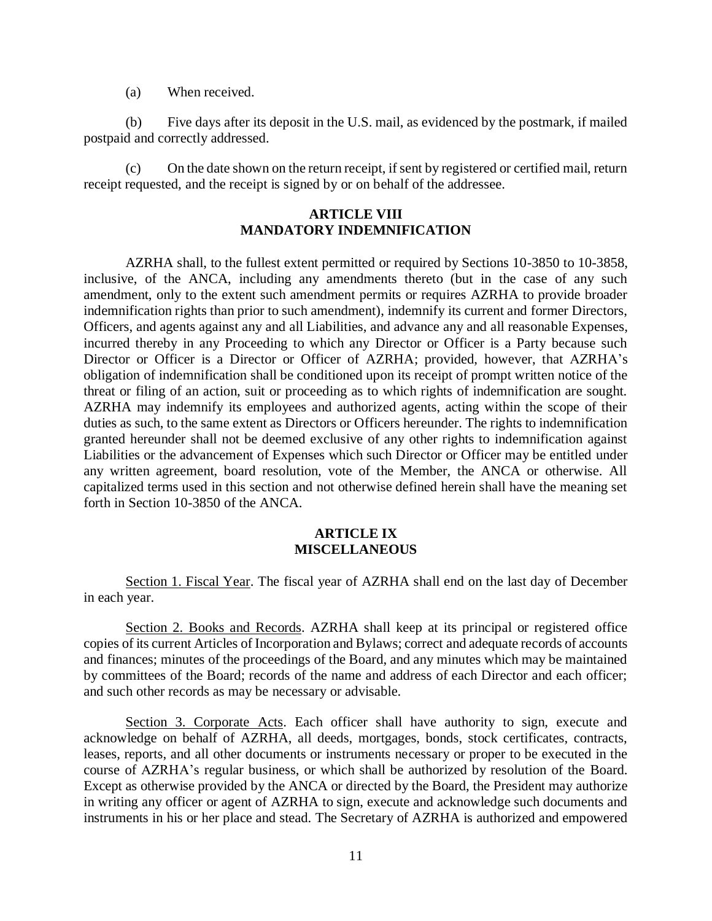(a) When received.

(b) Five days after its deposit in the U.S. mail, as evidenced by the postmark, if mailed postpaid and correctly addressed.

(c) On the date shown on the return receipt, if sent by registered or certified mail, return receipt requested, and the receipt is signed by or on behalf of the addressee.

## ARTICLE VIII
## MANDATORY INDEMNIFICATION

AZRHA shall, to the fullest extent permitted or required by Sections 10-3850 to 10-3858, inclusive, of the ANCA, including any amendments thereto (but in the case of any such amendment, only to the extent such amendment permits or requires AZRHA to provide broader indemnification rights than prior to such amendment), indemnify its current and former Directors, Officers, and agents against any and all Liabilities, and advance any and all reasonable Expenses, incurred thereby in any Proceeding to which any Director or Officer is a Party because such Director or Officer is a Director or Officer of AZRHA; provided, however, that AZRHA's obligation of indemnification shall be conditioned upon its receipt of prompt written notice of the threat or filing of an action, suit or proceeding as to which rights of indemnification are sought. AZRHA may indemnify its employees and authorized agents, acting within the scope of their duties as such, to the same extent as Directors or Officers hereunder. The rights to indemnification granted hereunder shall not be deemed exclusive of any other rights to indemnification against Liabilities or the advancement of Expenses which such Director or Officer may be entitled under any written agreement, board resolution, vote of the Member, the ANCA or otherwise. All capitalized terms used in this section and not otherwise defined herein shall have the meaning set forth in Section 10-3850 of the ANCA.

## ARTICLE IX
## MISCELLANEOUS

Section 1. Fiscal Year. The fiscal year of AZRHA shall end on the last day of December in each year.

Section 2. Books and Records. AZRHA shall keep at its principal or registered office copies of its current Articles of Incorporation and Bylaws; correct and adequate records of accounts and finances; minutes of the proceedings of the Board, and any minutes which may be maintained by committees of the Board; records of the name and address of each Director and each officer; and such other records as may be necessary or advisable.

Section 3. Corporate Acts. Each officer shall have authority to sign, execute and acknowledge on behalf of AZRHA, all deeds, mortgages, bonds, stock certificates, contracts, leases, reports, and all other documents or instruments necessary or proper to be executed in the course of AZRHA's regular business, or which shall be authorized by resolution of the Board. Except as otherwise provided by the ANCA or directed by the Board, the President may authorize in writing any officer or agent of AZRHA to sign, execute and acknowledge such documents and instruments in his or her place and stead. The Secretary of AZRHA is authorized and empowered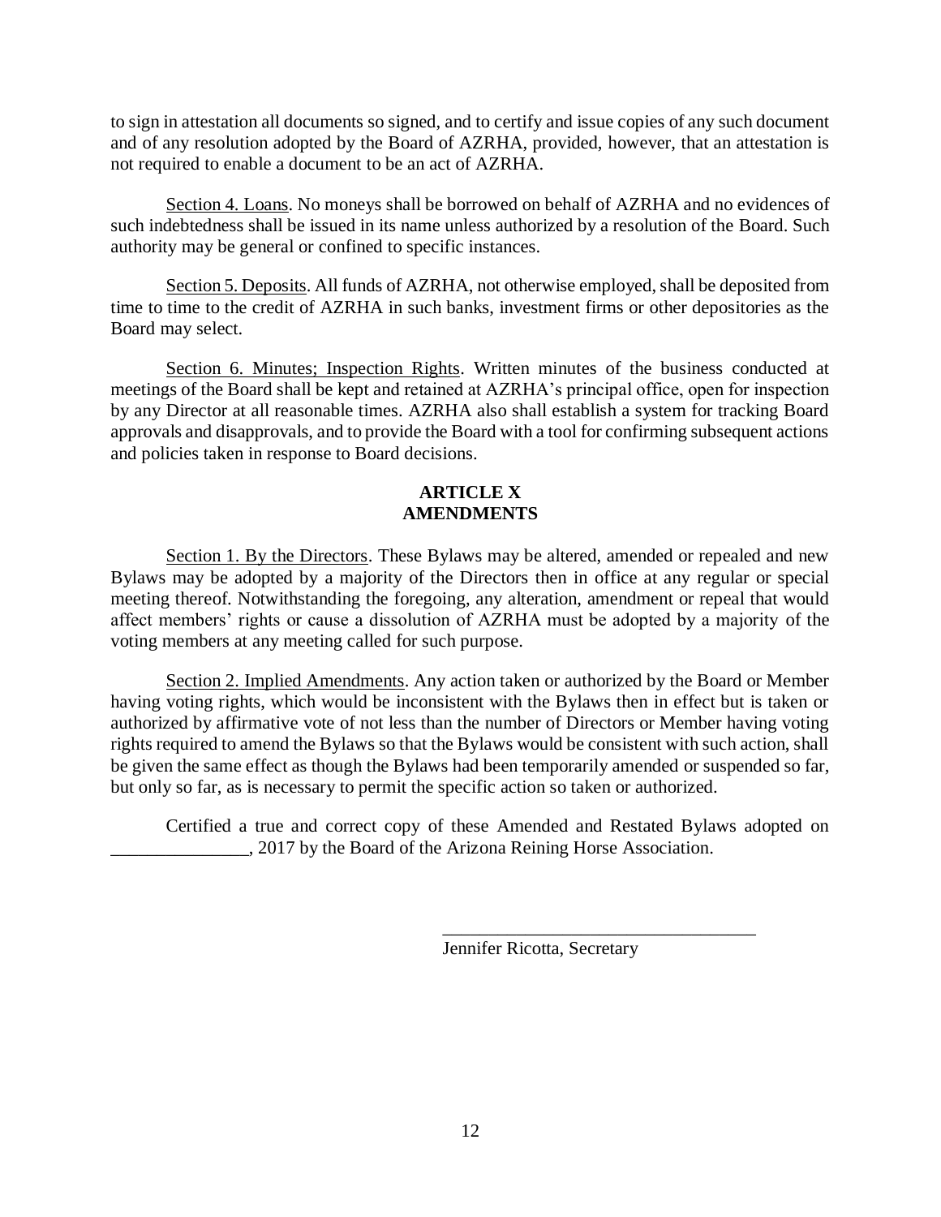to sign in attestation all documents so signed, and to certify and issue copies of any such document and of any resolution adopted by the Board of AZRHA, provided, however, that an attestation is not required to enable a document to be an act of AZRHA.

Section 4. Loans. No moneys shall be borrowed on behalf of AZRHA and no evidences of such indebtedness shall be issued in its name unless authorized by a resolution of the Board. Such authority may be general or confined to specific instances.

Section 5. Deposits. All funds of AZRHA, not otherwise employed, shall be deposited from time to time to the credit of AZRHA in such banks, investment firms or other depositories as the Board may select.

Section 6. Minutes; Inspection Rights. Written minutes of the business conducted at meetings of the Board shall be kept and retained at AZRHA's principal office, open for inspection by any Director at all reasonable times. AZRHA also shall establish a system for tracking Board approvals and disapprovals, and to provide the Board with a tool for confirming subsequent actions and policies taken in response to Board decisions.

## ARTICLE X
## AMENDMENTS

Section 1. By the Directors. These Bylaws may be altered, amended or repealed and new Bylaws may be adopted by a majority of the Directors then in office at any regular or special meeting thereof. Notwithstanding the foregoing, any alteration, amendment or repeal that would affect members' rights or cause a dissolution of AZRHA must be adopted by a majority of the voting members at any meeting called for such purpose.

Section 2. Implied Amendments. Any action taken or authorized by the Board or Member having voting rights, which would be inconsistent with the Bylaws then in effect but is taken or authorized by affirmative vote of not less than the number of Directors or Member having voting rights required to amend the Bylaws so that the Bylaws would be consistent with such action, shall be given the same effect as though the Bylaws had been temporarily amended or suspended so far, but only so far, as is necessary to permit the specific action so taken or authorized.

Certified a true and correct copy of these Amended and Restated Bylaws adopted on _______________, 2017 by the Board of the Arizona Reining Horse Association.

___________________________________
Jennifer Ricotta, Secretary